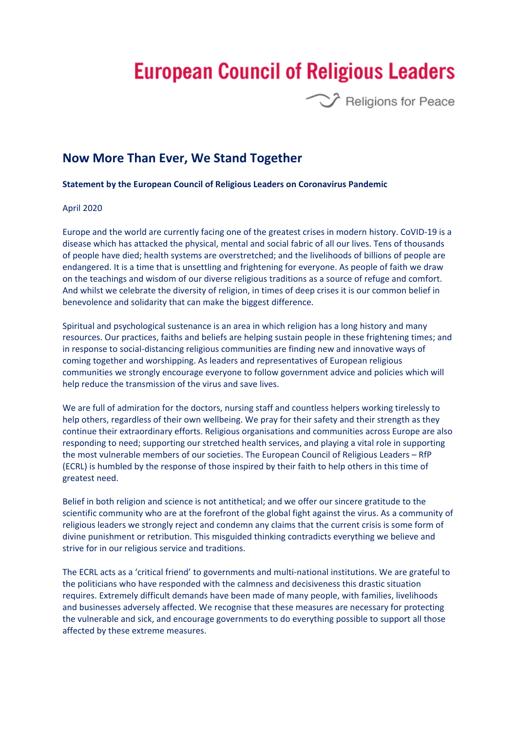European Council of Religious Leaders

Religions for Peace

## Now More Than Ever, We Stand Together

**Statement by the European Council of Religious Leaders on Coronavirus Pandemic**

April 2020

Europe and the world are currently facing one of the greatest crises in modern history. CoVID-19 is a disease which has attacked the physical, mental and social fabric of all our lives. Tens of thousands of people have died; health systems are overstretched; and the livelihoods of billions of people are endangered. It is a time that is unsettling and frightening for everyone. As people of faith we draw on the teachings and wisdom of our diverse religious traditions as a source of refuge and comfort. And whilst we celebrate the diversity of religion, in times of deep crises it is our common belief in benevolence and solidarity that can make the biggest difference.

Spiritual and psychological sustenance is an area in which religion has a long history and many resources. Our practices, faiths and beliefs are helping sustain people in these frightening times; and in response to social-distancing religious communities are finding new and innovative ways of coming together and worshipping. As leaders and representatives of European religious communities we strongly encourage everyone to follow government advice and policies which will help reduce the transmission of the virus and save lives.

We are full of admiration for the doctors, nursing staff and countless helpers working tirelessly to help others, regardless of their own wellbeing. We pray for their safety and their strength as they continue their extraordinary efforts. Religious organisations and communities across Europe are also responding to need; supporting our stretched health services, and playing a vital role in supporting the most vulnerable members of our societies. The European Council of Religious Leaders – RfP (ECRL) is humbled by the response of those inspired by their faith to help others in this time of greatest need.

Belief in both religion and science is not antithetical; and we offer our sincere gratitude to the scientific community who are at the forefront of the global fight against the virus. As a community of religious leaders we strongly reject and condemn any claims that the current crisis is some form of divine punishment or retribution. This misguided thinking contradicts everything we believe and strive for in our religious service and traditions.

The ECRL acts as a 'critical friend' to governments and multi-national institutions. We are grateful to the politicians who have responded with the calmness and decisiveness this drastic situation requires. Extremely difficult demands have been made of many people, with families, livelihoods and businesses adversely affected. We recognise that these measures are necessary for protecting the vulnerable and sick, and encourage governments to do everything possible to support all those affected by these extreme measures.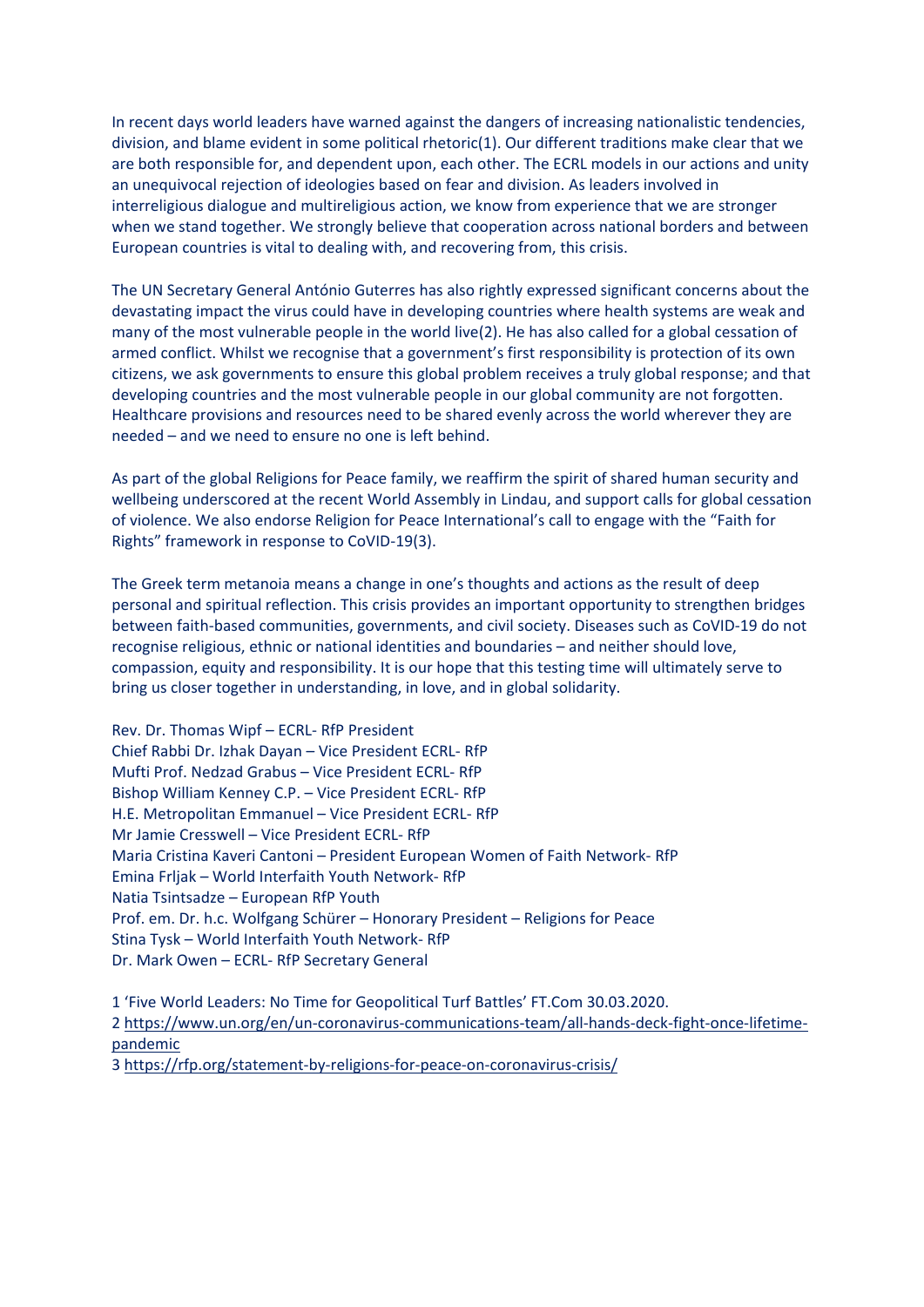In recent days world leaders have warned against the dangers of increasing nationalistic tendencies, division, and blame evident in some political rhetoric(1). Our different traditions make clear that we are both responsible for, and dependent upon, each other. The ECRL models in our actions and unity an unequivocal rejection of ideologies based on fear and division. As leaders involved in interreligious dialogue and multireligious action, we know from experience that we are stronger when we stand together. We strongly believe that cooperation across national borders and between European countries is vital to dealing with, and recovering from, this crisis.

The UN Secretary General António Guterres has also rightly expressed significant concerns about the devastating impact the virus could have in developing countries where health systems are weak and many of the most vulnerable people in the world live(2). He has also called for a global cessation of armed conflict. Whilst we recognise that a government's first responsibility is protection of its own citizens, we ask governments to ensure this global problem receives a truly global response; and that developing countries and the most vulnerable people in our global community are not forgotten. Healthcare provisions and resources need to be shared evenly across the world wherever they are needed – and we need to ensure no one is left behind.

As part of the global Religions for Peace family, we reaffirm the spirit of shared human security and wellbeing underscored at the recent World Assembly in Lindau, and support calls for global cessation of violence. We also endorse Religion for Peace International's call to engage with the "Faith for Rights" framework in response to CoVID-19(3).

The Greek term metanoia means a change in one's thoughts and actions as the result of deep personal and spiritual reflection. This crisis provides an important opportunity to strengthen bridges between faith-based communities, governments, and civil society. Diseases such as CoVID-19 do not recognise religious, ethnic or national identities and boundaries – and neither should love, compassion, equity and responsibility. It is our hope that this testing time will ultimately serve to bring us closer together in understanding, in love, and in global solidarity.

Rev. Dr. Thomas Wipf – ECRL- RfP President
Chief Rabbi Dr. Izhak Dayan – Vice President ECRL- RfP
Mufti Prof. Nedzad Grabus – Vice President ECRL- RfP
Bishop William Kenney C.P. – Vice President ECRL- RfP
H.E. Metropolitan Emmanuel – Vice President ECRL- RfP
Mr Jamie Cresswell – Vice President ECRL- RfP
Maria Cristina Kaveri Cantoni – President European Women of Faith Network- RfP
Emina Frljak – World Interfaith Youth Network- RfP
Natia Tsintsadze – European RfP Youth
Prof. em. Dr. h.c. Wolfgang Schürer – Honorary President – Religions for Peace
Stina Tysk – World Interfaith Youth Network- RfP
Dr. Mark Owen – ECRL- RfP Secretary General

1 'Five World Leaders: No Time for Geopolitical Turf Battles' FT.Com 30.03.2020.
2 https://www.un.org/en/un-coronavirus-communications-team/all-hands-deck-fight-once-lifetime-pandemic
3 https://rfp.org/statement-by-religions-for-peace-on-coronavirus-crisis/